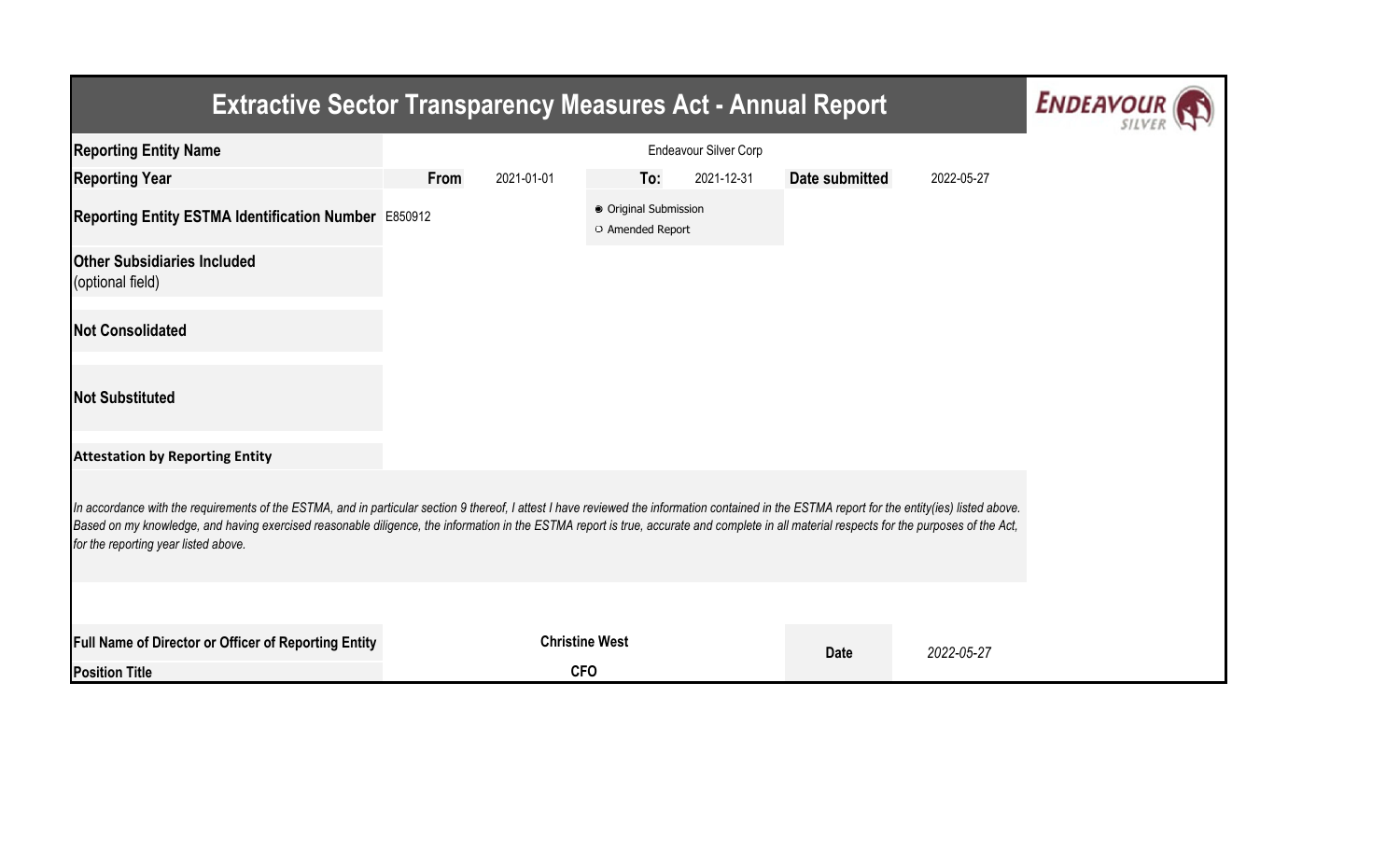# Extractive Sector Transparency Measures Act - Annual Report

| | | | | | | |
|---|---|---|---|---|---|---|
| **Reporting Entity Name** | | | Endeavour Silver Corp | | | |
| **Reporting Year** | **From** | 2021-01-01 | **To:** | 2021-12-31 | **Date submitted** | 2022-05-27 |
| **Reporting Entity ESTMA Identification Number** | E850912 | | ◉ Original Submission<br>○ Amended Report | | | |
| **Other Subsidiaries Included**<br>(optional field) | | | | | | |
| **Not Consolidated** | | | | | | |
| **Not Substituted** | | | | | | |

**Attestation by Reporting Entity**

*In accordance with the requirements of the ESTMA, and in particular section 9 thereof, I attest I have reviewed the information contained in the ESTMA report for the entity(ies) listed above. Based on my knowledge, and having exercised reasonable diligence, the information in the ESTMA report is true, accurate and complete in all material respects for the purposes of the Act, for the reporting year listed above.*

| | | | |
|---|---|---|---|
| **Full Name of Director or Officer of Reporting Entity** | **Christine West** | **Date** | *2022-05-27* |
| **Position Title** | **CFO** | | |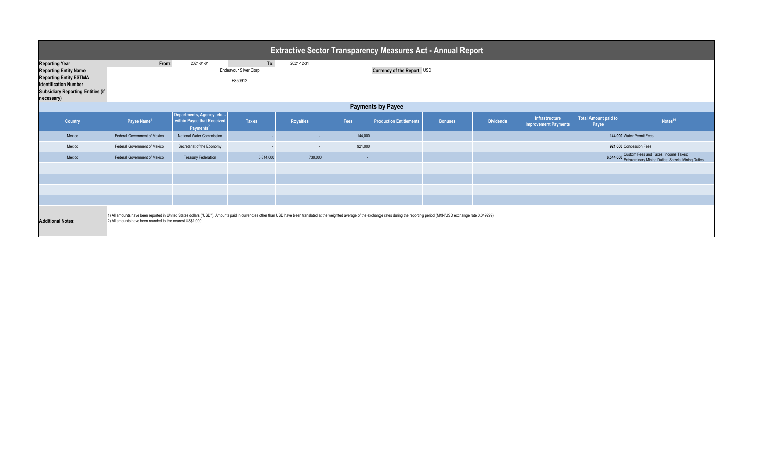# Extractive Sector Transparency Measures Act - Annual Report

| | | | | |
|---|---|---|---|---|
| **Reporting Year** | From: | 2021-01-01 | To: | 2021-12-31 |
| **Reporting Entity Name** | Endeavour Silver Corp | | **Currency of the Report** | USD |
| **Reporting Entity ESTMA Identification Number** | E850912 | | | |
| **Subsidiary Reporting Entities (if necessary)** | | | | |

## Payments by Payee

| Country | Payee Name[1] | Departments, Agency, etc... within Payee that Received Payments[2] | Taxes | Royalties | Fees | Production Entitlements | Bonuses | Dividends | Infrastructure Improvement Payments | Total Amount paid to Payee | Notes[34] |
|---|---|---|---|---|---|---|---|---|---|---|---|
| Mexico | Federal Government of Mexico | National Water Commission | - | - | 144,000 | | | | | 144,000 | Water Permit Fees |
| Mexico | Federal Government of Mexico | Secretariat of the Economy | - | - | 921,000 | | | | | 921,000 | Concession Fees |
| Mexico | Federal Government of Mexico | Treasury Federation | 5,814,000 | 730,000 | - | | | | | 6,544,000 | Custom Fees and Taxes; Income Taxes; Extraordinary Mining Duties; Special Mining Duties |

**Additional Notes:**

1) All amounts have been reported in United States dollars ("USD"). Amounts paid in currencies other than USD have been translated at the weighted average of the exchange rates during the reporting period (MXN/USD exchange rate 0.049299)
2) All amounts have been rounded to the nearest US$1,000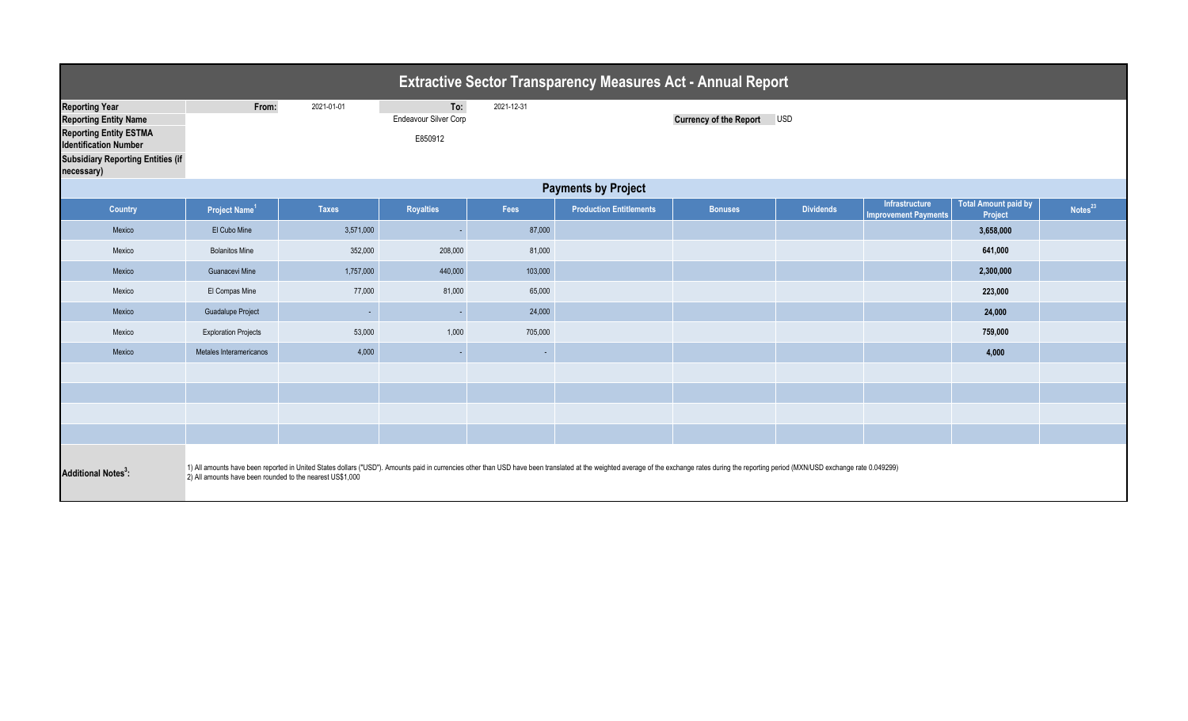# Extractive Sector Transparency Measures Act - Annual Report

| | | | | |
|---|---|---|---|---|
| **Reporting Year** | **From:** | 2021-01-01 | **To:** | 2021-12-31 |
| **Reporting Entity Name** | | Endeavour Silver Corp | | |
| **Reporting Entity ESTMA Identification Number** | | E850912 | | |
| **Subsidiary Reporting Entities (if necessary)** | | | | |

**Currency of the Report** USD

## Payments by Project

| Country | Project Name[1] | Taxes | Royalties | Fees | Production Entitlements | Bonuses | Dividends | Infrastructure Improvement Payments | Total Amount paid by Project | Notes[23] |
|---|---|---|---|---|---|---|---|---|---|---|
| Mexico | El Cubo Mine | 3,571,000 | - | 87,000 | | | | | **3,658,000** | |
| Mexico | Bolanitos Mine | 352,000 | 208,000 | 81,000 | | | | | **641,000** | |
| Mexico | Guanacevi Mine | 1,757,000 | 440,000 | 103,000 | | | | | **2,300,000** | |
| Mexico | El Compas Mine | 77,000 | 81,000 | 65,000 | | | | | **223,000** | |
| Mexico | Guadalupe Project | - | - | 24,000 | | | | | **24,000** | |
| Mexico | Exploration Projects | 53,000 | 1,000 | 705,000 | | | | | **759,000** | |
| Mexico | Metales Interamericanos | 4,000 | - | - | | | | | **4,000** | |

**Additional Notes[3]:**

1) All amounts have been reported in United States dollars ("USD"). Amounts paid in currencies other than USD have been translated at the weighted average of the exchange rates during the reporting period (MXN/USD exchange rate 0.049299)
2) All amounts have been rounded to the nearest US$1,000